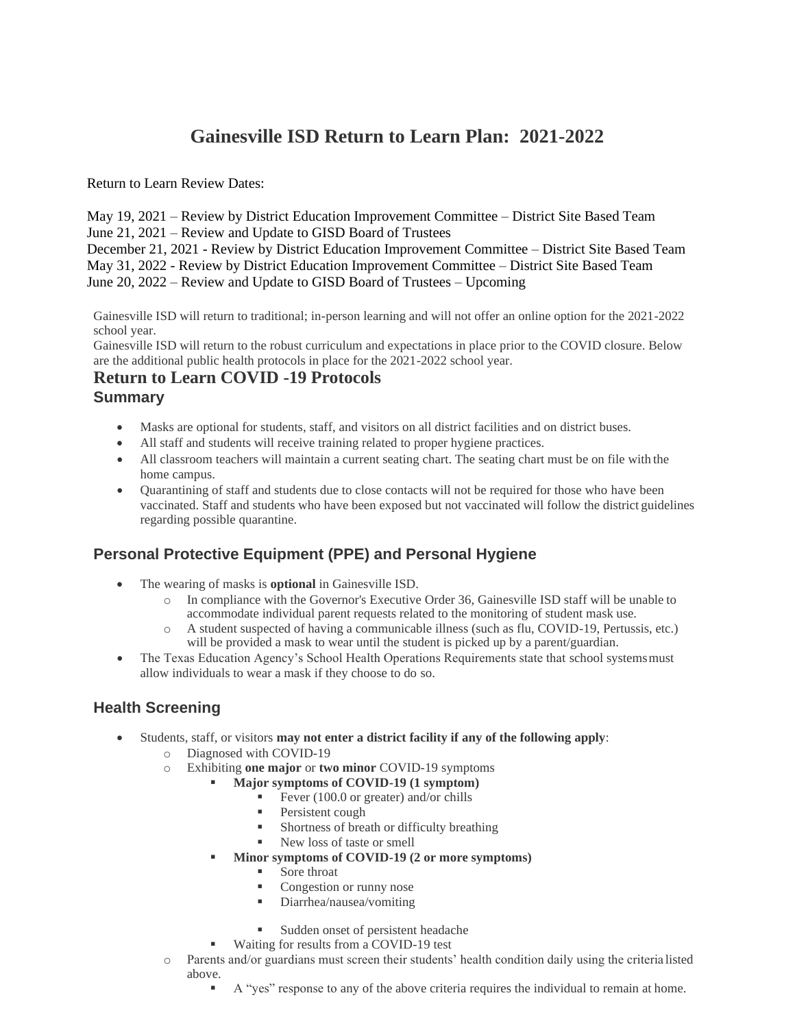# Gainesville ISD Return to Learn Plan: 2021-2022

Return to Learn Review Dates:

May 19, 2021 – Review by District Education Improvement Committee – District Site Based Team
June 21, 2021 – Review and Update to GISD Board of Trustees
December 21, 2021 - Review by District Education Improvement Committee – District Site Based Team
May 31, 2022 - Review by District Education Improvement Committee – District Site Based Team
June 20, 2022 – Review and Update to GISD Board of Trustees – Upcoming

Gainesville ISD will return to traditional; in-person learning and will not offer an online option for the 2021-2022 school year.
Gainesville ISD will return to the robust curriculum and expectations in place prior to the COVID closure. Below are the additional public health protocols in place for the 2021-2022 school year.

## Return to Learn COVID -19 Protocols

### Summary

- Masks are optional for students, staff, and visitors on all district facilities and on district buses.
- All staff and students will receive training related to proper hygiene practices.
- All classroom teachers will maintain a current seating chart. The seating chart must be on file with the home campus.
- Quarantining of staff and students due to close contacts will not be required for those who have been vaccinated. Staff and students who have been exposed but not vaccinated will follow the district guidelines regarding possible quarantine.

### Personal Protective Equipment (PPE) and Personal Hygiene

- The wearing of masks is **optional** in Gainesville ISD.
  - In compliance with the Governor's Executive Order 36, Gainesville ISD staff will be unable to accommodate individual parent requests related to the monitoring of student mask use.
  - A student suspected of having a communicable illness (such as flu, COVID-19, Pertussis, etc.) will be provided a mask to wear until the student is picked up by a parent/guardian.
- The Texas Education Agency's School Health Operations Requirements state that school systems must allow individuals to wear a mask if they choose to do so.

### Health Screening

- Students, staff, or visitors **may not enter a district facility if any of the following apply**:
  - Diagnosed with COVID-19
  - Exhibiting **one major** or **two minor** COVID-19 symptoms
    - **Major symptoms of COVID-19 (1 symptom)**
      - Fever (100.0 or greater) and/or chills
      - Persistent cough
      - Shortness of breath or difficulty breathing
      - New loss of taste or smell
    - **Minor symptoms of COVID-19 (2 or more symptoms)**
      - Sore throat
      - Congestion or runny nose
      - Diarrhea/nausea/vomiting
      - Sudden onset of persistent headache
    - Waiting for results from a COVID-19 test
  - Parents and/or guardians must screen their students' health condition daily using the criteria listed above.
    - A "yes" response to any of the above criteria requires the individual to remain at home.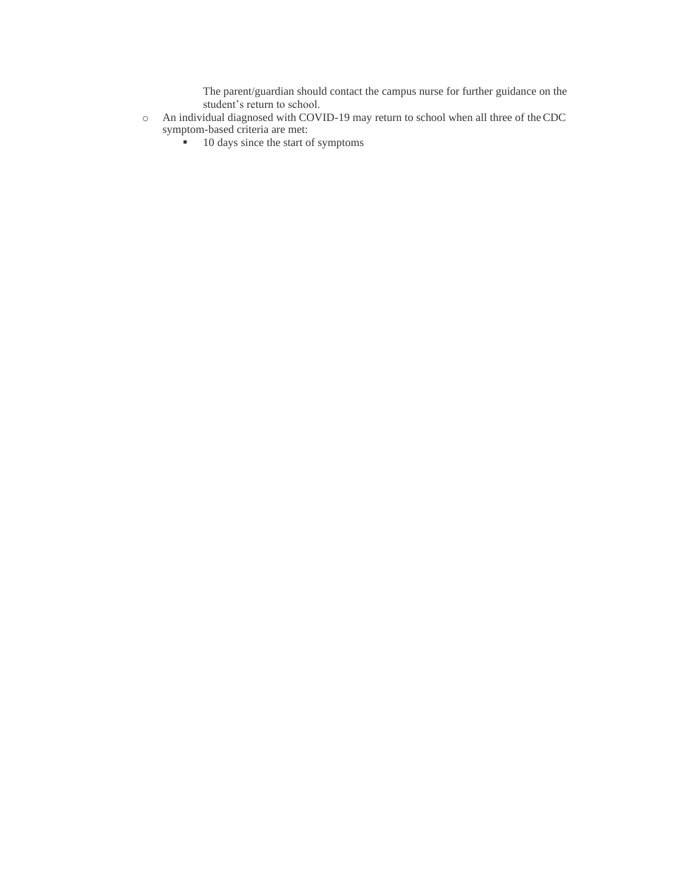The parent/guardian should contact the campus nurse for further guidance on the student's return to school.

- An individual diagnosed with COVID-19 may return to school when all three of the CDC symptom-based criteria are met:
    - 10 days since the start of symptoms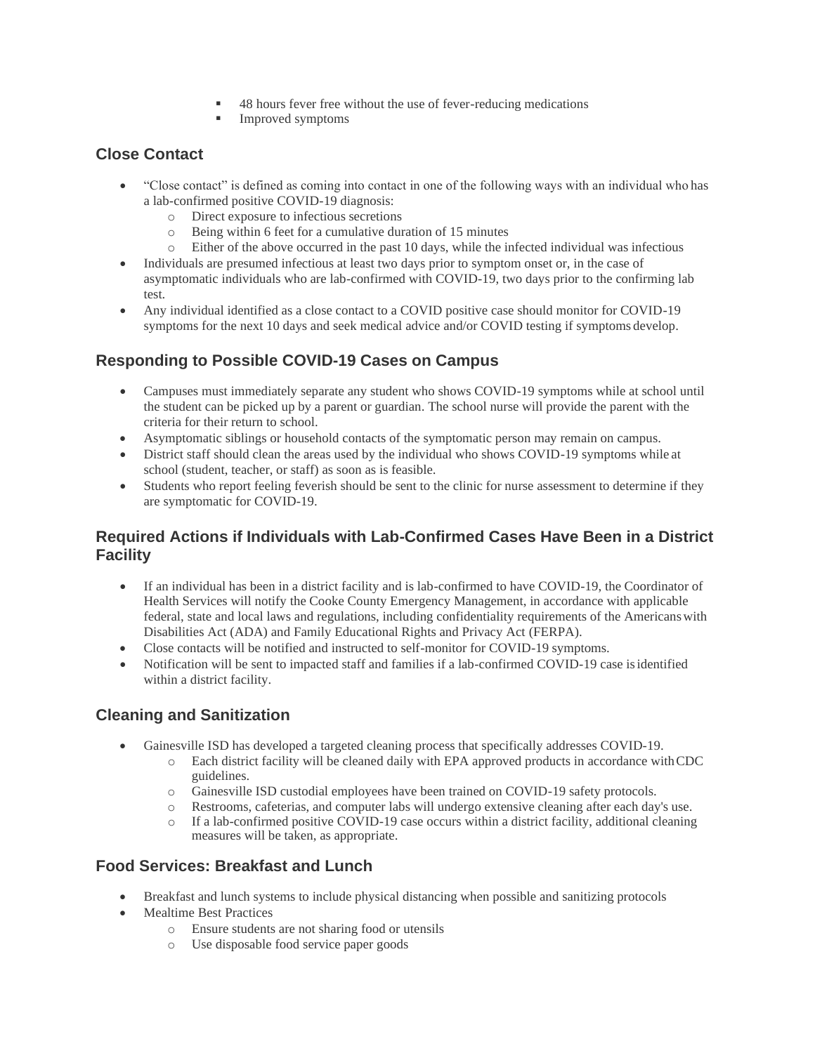- 48 hours fever free without the use of fever-reducing medications
        - Improved symptoms

## Close Contact

- "Close contact" is defined as coming into contact in one of the following ways with an individual who has a lab-confirmed positive COVID-19 diagnosis:
    - Direct exposure to infectious secretions
    - Being within 6 feet for a cumulative duration of 15 minutes
    - Either of the above occurred in the past 10 days, while the infected individual was infectious
- Individuals are presumed infectious at least two days prior to symptom onset or, in the case of asymptomatic individuals who are lab-confirmed with COVID-19, two days prior to the confirming lab test.
- Any individual identified as a close contact to a COVID positive case should monitor for COVID-19 symptoms for the next 10 days and seek medical advice and/or COVID testing if symptoms develop.

## Responding to Possible COVID-19 Cases on Campus

- Campuses must immediately separate any student who shows COVID-19 symptoms while at school until the student can be picked up by a parent or guardian. The school nurse will provide the parent with the criteria for their return to school.
- Asymptomatic siblings or household contacts of the symptomatic person may remain on campus.
- District staff should clean the areas used by the individual who shows COVID-19 symptoms while at school (student, teacher, or staff) as soon as is feasible.
- Students who report feeling feverish should be sent to the clinic for nurse assessment to determine if they are symptomatic for COVID-19.

## Required Actions if Individuals with Lab-Confirmed Cases Have Been in a District Facility

- If an individual has been in a district facility and is lab-confirmed to have COVID-19, the Coordinator of Health Services will notify the Cooke County Emergency Management, in accordance with applicable federal, state and local laws and regulations, including confidentiality requirements of the Americans with Disabilities Act (ADA) and Family Educational Rights and Privacy Act (FERPA).
- Close contacts will be notified and instructed to self-monitor for COVID-19 symptoms.
- Notification will be sent to impacted staff and families if a lab-confirmed COVID-19 case is identified within a district facility.

## Cleaning and Sanitization

- Gainesville ISD has developed a targeted cleaning process that specifically addresses COVID-19.
    - Each district facility will be cleaned daily with EPA approved products in accordance with CDC guidelines.
    - Gainesville ISD custodial employees have been trained on COVID-19 safety protocols.
    - Restrooms, cafeterias, and computer labs will undergo extensive cleaning after each day's use.
    - If a lab-confirmed positive COVID-19 case occurs within a district facility, additional cleaning measures will be taken, as appropriate.

## Food Services: Breakfast and Lunch

- Breakfast and lunch systems to include physical distancing when possible and sanitizing protocols
- Mealtime Best Practices
    - Ensure students are not sharing food or utensils
    - Use disposable food service paper goods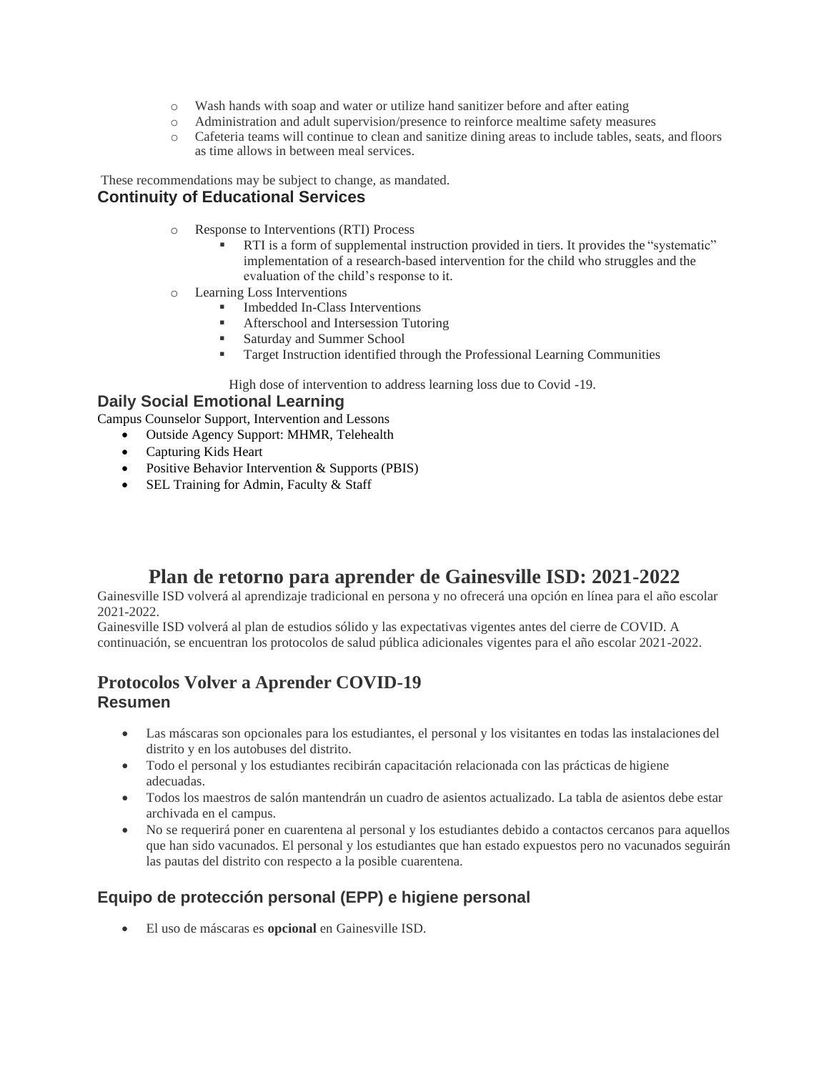- Wash hands with soap and water or utilize hand sanitizer before and after eating
- Administration and adult supervision/presence to reinforce mealtime safety measures
- Cafeteria teams will continue to clean and sanitize dining areas to include tables, seats, and floors as time allows in between meal services.

These recommendations may be subject to change, as mandated.

### Continuity of Educational Services

- Response to Interventions (RTI) Process
  - RTI is a form of supplemental instruction provided in tiers. It provides the "systematic" implementation of a research-based intervention for the child who struggles and the evaluation of the child's response to it.
- Learning Loss Interventions
  - Imbedded In-Class Interventions
  - Afterschool and Intersession Tutoring
  - Saturday and Summer School
  - Target Instruction identified through the Professional Learning Communities

High dose of intervention to address learning loss due to Covid -19.

### Daily Social Emotional Learning

Campus Counselor Support, Intervention and Lessons

- Outside Agency Support: MHMR, Telehealth
- Capturing Kids Heart
- Positive Behavior Intervention & Supports (PBIS)
- SEL Training for Admin, Faculty & Staff

# Plan de retorno para aprender de Gainesville ISD: 2021-2022

Gainesville ISD volverá al aprendizaje tradicional en persona y no ofrecerá una opción en línea para el año escolar 2021-2022.

Gainesville ISD volverá al plan de estudios sólido y las expectativas vigentes antes del cierre de COVID. A continuación, se encuentran los protocolos de salud pública adicionales vigentes para el año escolar 2021-2022.

## Protocolos Volver a Aprender COVID-19

### Resumen

- Las máscaras son opcionales para los estudiantes, el personal y los visitantes en todas las instalaciones del distrito y en los autobuses del distrito.
- Todo el personal y los estudiantes recibirán capacitación relacionada con las prácticas de higiene adecuadas.
- Todos los maestros de salón mantendrán un cuadro de asientos actualizado. La tabla de asientos debe estar archivada en el campus.
- No se requerirá poner en cuarentena al personal y los estudiantes debido a contactos cercanos para aquellos que han sido vacunados. El personal y los estudiantes que han estado expuestos pero no vacunados seguirán las pautas del distrito con respecto a la posible cuarentena.

### Equipo de protección personal (EPP) e higiene personal

- El uso de máscaras es **opcional** en Gainesville ISD.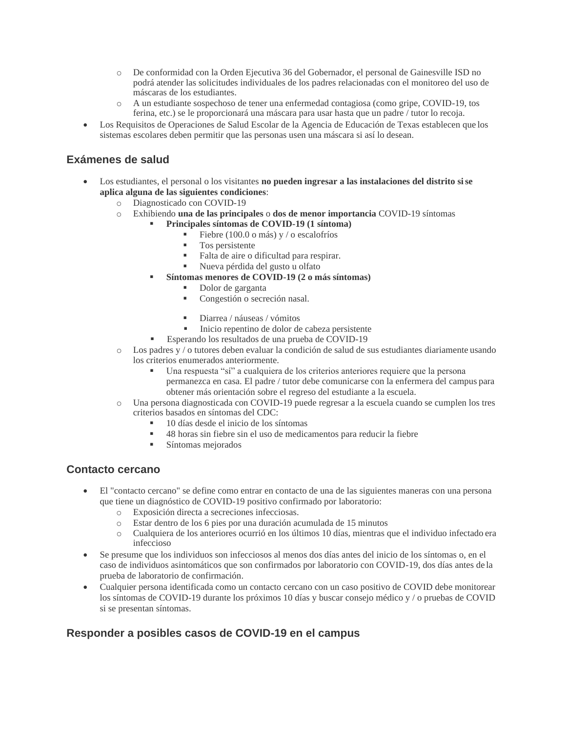- De conformidad con la Orden Ejecutiva 36 del Gobernador, el personal de Gainesville ISD no podrá atender las solicitudes individuales de los padres relacionadas con el monitoreo del uso de máscaras de los estudiantes.
    - A un estudiante sospechoso de tener una enfermedad contagiosa (como gripe, COVID-19, tos ferina, etc.) se le proporcionará una máscara para usar hasta que un padre / tutor lo recoja.
- Los Requisitos de Operaciones de Salud Escolar de la Agencia de Educación de Texas establecen que los sistemas escolares deben permitir que las personas usen una máscara si así lo desean.

## Exámenes de salud

- Los estudiantes, el personal o los visitantes **no pueden ingresar a las instalaciones del distrito si se aplica alguna de las siguientes condiciones**:
    - Diagnosticado con COVID-19
    - Exhibiendo **una de las principales** o **dos de menor importancia** COVID-19 síntomas
        - **Principales síntomas de COVID-19 (1 síntoma)**
            - Fiebre (100.0 o más) y / o escalofríos
            - Tos persistente
            - Falta de aire o dificultad para respirar.
            - Nueva pérdida del gusto u olfato
        - **Síntomas menores de COVID-19 (2 o más síntomas)**
            - Dolor de garganta
            - Congestión o secreción nasal.
            - Diarrea / náuseas / vómitos
            - Inicio repentino de dolor de cabeza persistente
        - Esperando los resultados de una prueba de COVID-19
    - Los padres y / o tutores deben evaluar la condición de salud de sus estudiantes diariamente usando los criterios enumerados anteriormente.
        - Una respuesta "sí" a cualquiera de los criterios anteriores requiere que la persona permanezca en casa. El padre / tutor debe comunicarse con la enfermera del campus para obtener más orientación sobre el regreso del estudiante a la escuela.
    - Una persona diagnosticada con COVID-19 puede regresar a la escuela cuando se cumplen los tres criterios basados en síntomas del CDC:
        - 10 días desde el inicio de los síntomas
        - 48 horas sin fiebre sin el uso de medicamentos para reducir la fiebre
        - Síntomas mejorados

## Contacto cercano

- El "contacto cercano" se define como entrar en contacto de una de las siguientes maneras con una persona que tiene un diagnóstico de COVID-19 positivo confirmado por laboratorio:
    - Exposición directa a secreciones infecciosas.
    - Estar dentro de los 6 pies por una duración acumulada de 15 minutos
    - Cualquiera de los anteriores ocurrió en los últimos 10 días, mientras que el individuo infectado era infeccioso
- Se presume que los individuos son infecciosos al menos dos días antes del inicio de los síntomas o, en el caso de individuos asintomáticos que son confirmados por laboratorio con COVID-19, dos días antes de la prueba de laboratorio de confirmación.
- Cualquier persona identificada como un contacto cercano con un caso positivo de COVID debe monitorear los síntomas de COVID-19 durante los próximos 10 días y buscar consejo médico y / o pruebas de COVID si se presentan síntomas.

## Responder a posibles casos de COVID-19 en el campus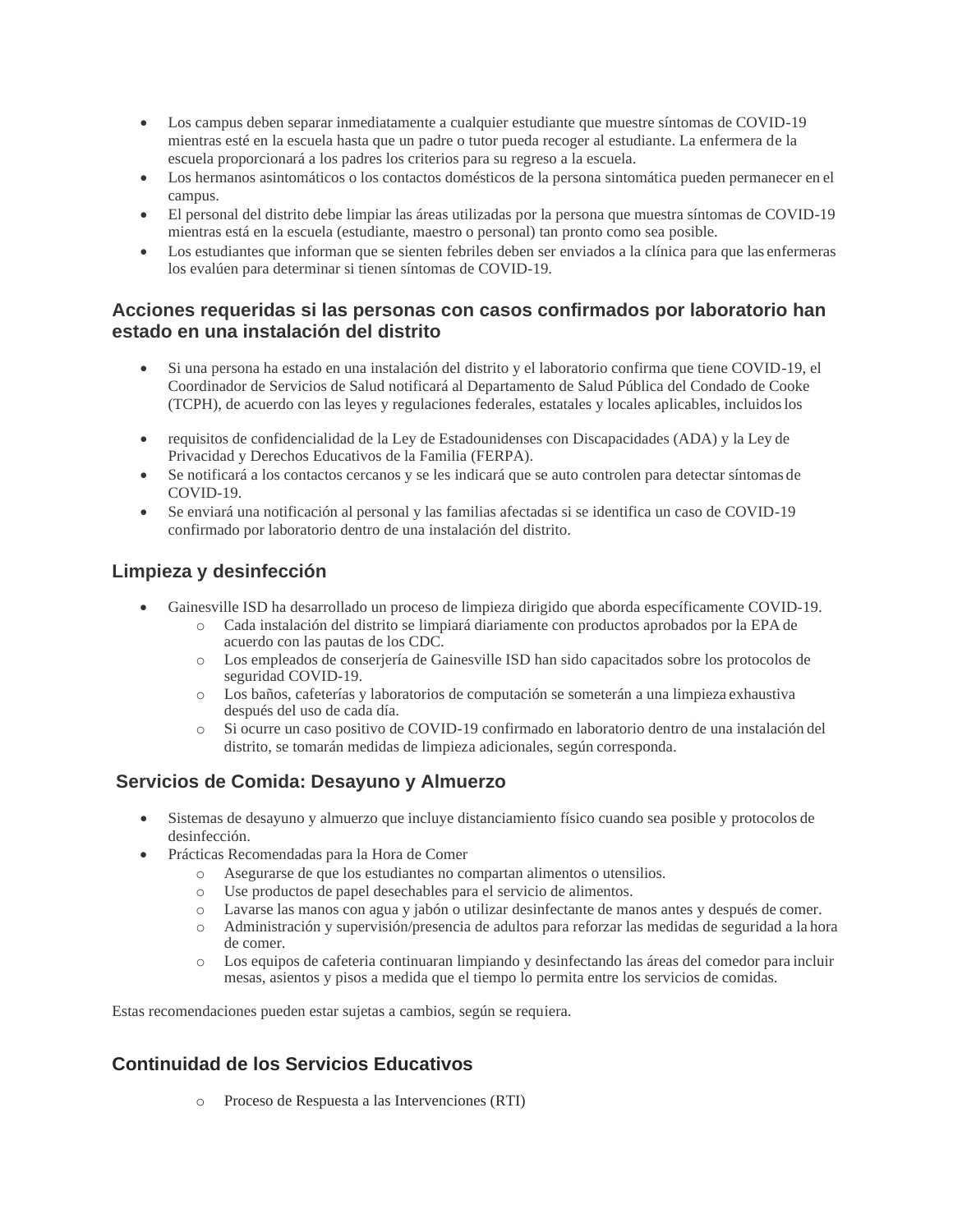- Los campus deben separar inmediatamente a cualquier estudiante que muestre síntomas de COVID-19 mientras esté en la escuela hasta que un padre o tutor pueda recoger al estudiante. La enfermera de la escuela proporcionará a los padres los criterios para su regreso a la escuela.
- Los hermanos asintomáticos o los contactos domésticos de la persona sintomática pueden permanecer en el campus.
- El personal del distrito debe limpiar las áreas utilizadas por la persona que muestra síntomas de COVID-19 mientras está en la escuela (estudiante, maestro o personal) tan pronto como sea posible.
- Los estudiantes que informan que se sienten febriles deben ser enviados a la clínica para que las enfermeras los evalúen para determinar si tienen síntomas de COVID-19.

## Acciones requeridas si las personas con casos confirmados por laboratorio han estado en una instalación del distrito

- Si una persona ha estado en una instalación del distrito y el laboratorio confirma que tiene COVID-19, el Coordinador de Servicios de Salud notificará al Departamento de Salud Pública del Condado de Cooke (TCPH), de acuerdo con las leyes y regulaciones federales, estatales y locales aplicables, incluidos los
- requisitos de confidencialidad de la Ley de Estadounidenses con Discapacidades (ADA) y la Ley de Privacidad y Derechos Educativos de la Familia (FERPA).
- Se notificará a los contactos cercanos y se les indicará que se auto controlen para detectar síntomas de COVID-19.
- Se enviará una notificación al personal y las familias afectadas si se identifica un caso de COVID-19 confirmado por laboratorio dentro de una instalación del distrito.

## Limpieza y desinfección

- Gainesville ISD ha desarrollado un proceso de limpieza dirigido que aborda específicamente COVID-19.
  - Cada instalación del distrito se limpiará diariamente con productos aprobados por la EPA de acuerdo con las pautas de los CDC.
  - Los empleados de conserjería de Gainesville ISD han sido capacitados sobre los protocolos de seguridad COVID-19.
  - Los baños, cafeterías y laboratorios de computación se someterán a una limpieza exhaustiva después del uso de cada día.
  - Si ocurre un caso positivo de COVID-19 confirmado en laboratorio dentro de una instalación del distrito, se tomarán medidas de limpieza adicionales, según corresponda.

## Servicios de Comida: Desayuno y Almuerzo

- Sistemas de desayuno y almuerzo que incluye distanciamiento físico cuando sea posible y protocolos de desinfección.
- Prácticas Recomendadas para la Hora de Comer
  - Asegurarse de que los estudiantes no compartan alimentos o utensilios.
  - Use productos de papel desechables para el servicio de alimentos.
  - Lavarse las manos con agua y jabón o utilizar desinfectante de manos antes y después de comer.
  - Administración y supervisión/presencia de adultos para reforzar las medidas de seguridad a la hora de comer.
  - Los equipos de cafeteria continuaran limpiando y desinfectando las áreas del comedor para incluir mesas, asientos y pisos a medida que el tiempo lo permita entre los servicios de comidas.

Estas recomendaciones pueden estar sujetas a cambios, según se requiera.

## Continuidad de los Servicios Educativos

- Proceso de Respuesta a las Intervenciones (RTI)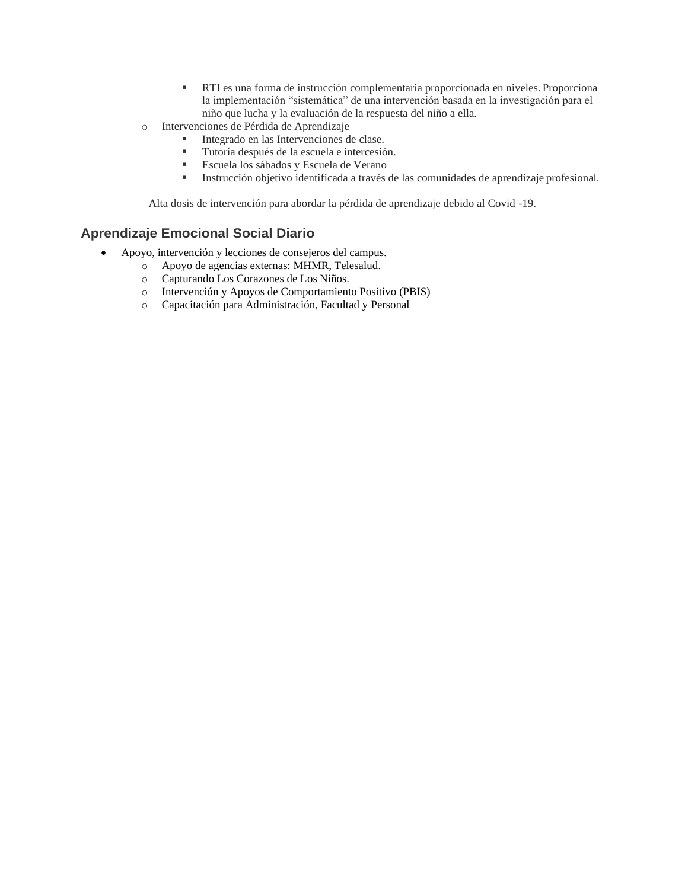- RTI es una forma de instrucción complementaria proporcionada en niveles. Proporciona la implementación "sistemática" de una intervención basada en la investigación para el niño que lucha y la evaluación de la respuesta del niño a ella.
  - Intervenciones de Pérdida de Aprendizaje
    - Integrado en las Intervenciones de clase.
    - Tutoría después de la escuela e intercesión.
    - Escuela los sábados y Escuela de Verano
    - Instrucción objetivo identificada a través de las comunidades de aprendizaje profesional.

Alta dosis de intervención para abordar la pérdida de aprendizaje debido al Covid -19.

### Aprendizaje Emocional Social Diario

- Apoyo, intervención y lecciones de consejeros del campus.
  - Apoyo de agencias externas: MHMR, Telesalud.
  - Capturando Los Corazones de Los Niños.
  - Intervención y Apoyos de Comportamiento Positivo (PBIS)
  - Capacitación para Administración, Facultad y Personal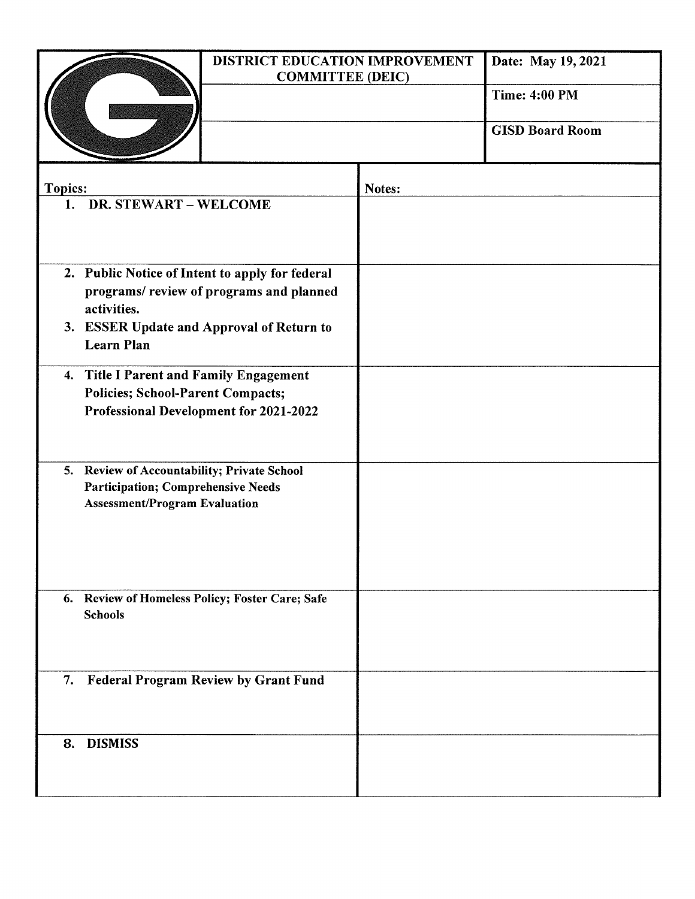| DISTRICT EDUCATION IMPROVEMENT COMMITTEE (DEIC) | Date: May 19, 2021 |
|---|---|
| | Time: 4:00 PM |
| | GISD Board Room |

| Topics: | Notes: |
|---|---|
| 1. DR. STEWART – WELCOME | |
| 2. Public Notice of Intent to apply for federal programs/ review of programs and planned activities.<br>3. ESSER Update and Approval of Return to Learn Plan | |
| 4. Title I Parent and Family Engagement Policies; School-Parent Compacts; Professional Development for 2021-2022 | |
| 5. Review of Accountability; Private School Participation; Comprehensive Needs Assessment/Program Evaluation | |
| 6. Review of Homeless Policy; Foster Care; Safe Schools | |
| 7. Federal Program Review by Grant Fund | |
| 8. DISMISS | |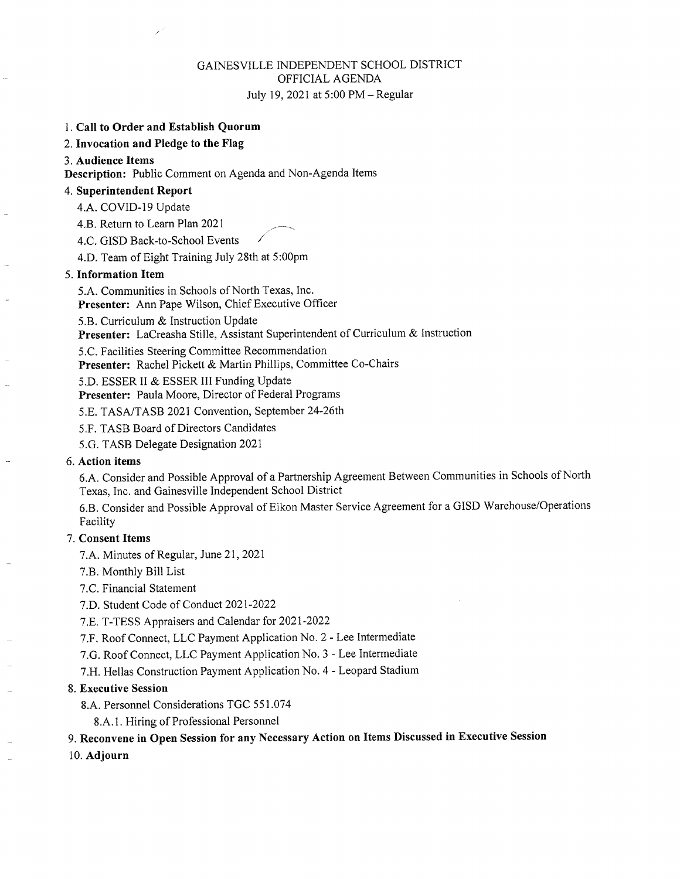# GAINESVILLE INDEPENDENT SCHOOL DISTRICT
## OFFICIAL AGENDA
July 19, 2021 at 5:00 PM – Regular

1. **Call to Order and Establish Quorum**
2. **Invocation and Pledge to the Flag**
3. **Audience Items**

**Description:** Public Comment on Agenda and Non-Agenda Items

4. **Superintendent Report**
   - 4.A. COVID-19 Update
   - 4.B. Return to Learn Plan 2021
   - 4.C. GISD Back-to-School Events
   - 4.D. Team of Eight Training July 28th at 5:00pm
5. **Information Item**
   - 5.A. Communities in Schools of North Texas, Inc.
     **Presenter:** Ann Pape Wilson, Chief Executive Officer
   - 5.B. Curriculum & Instruction Update
     **Presenter:** LaCreasha Stille, Assistant Superintendent of Curriculum & Instruction
   - 5.C. Facilities Steering Committee Recommendation
     **Presenter:** Rachel Pickett & Martin Phillips, Committee Co-Chairs
   - 5.D. ESSER II & ESSER III Funding Update
     **Presenter:** Paula Moore, Director of Federal Programs
   - 5.E. TASA/TASB 2021 Convention, September 24-26th
   - 5.F. TASB Board of Directors Candidates
   - 5.G. TASB Delegate Designation 2021
6. **Action items**
   - 6.A. Consider and Possible Approval of a Partnership Agreement Between Communities in Schools of North Texas, Inc. and Gainesville Independent School District
   - 6.B. Consider and Possible Approval of Eikon Master Service Agreement for a GISD Warehouse/Operations Facility
7. **Consent Items**
   - 7.A. Minutes of Regular, June 21, 2021
   - 7.B. Monthly Bill List
   - 7.C. Financial Statement
   - 7.D. Student Code of Conduct 2021-2022
   - 7.E. T-TESS Appraisers and Calendar for 2021-2022
   - 7.F. Roof Connect, LLC Payment Application No. 2 - Lee Intermediate
   - 7.G. Roof Connect, LLC Payment Application No. 3 - Lee Intermediate
   - 7.H. Hellas Construction Payment Application No. 4 - Leopard Stadium
8. **Executive Session**
   - 8.A. Personnel Considerations TGC 551.074
     - 8.A.1. Hiring of Professional Personnel
9. **Reconvene in Open Session for any Necessary Action on Items Discussed in Executive Session**
10. **Adjourn**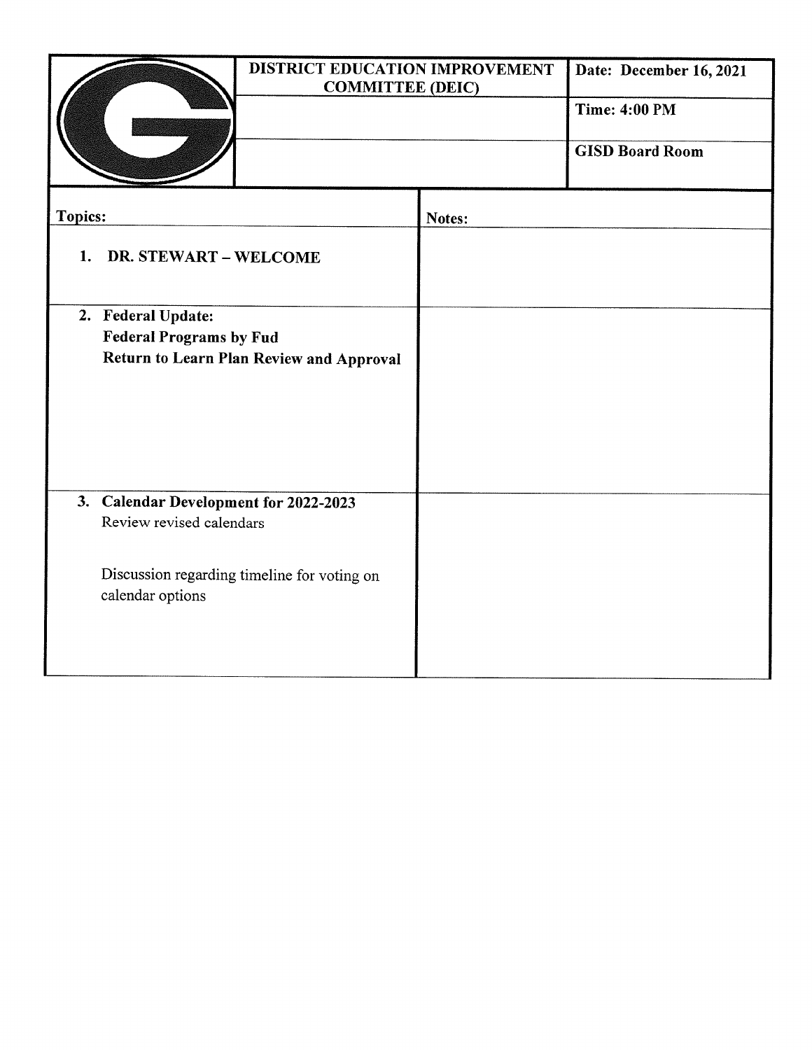| | DISTRICT EDUCATION IMPROVEMENT COMMITTEE (DEIC) | Date: December 16, 2021 |
|---|---|---|
| | | Time: 4:00 PM |
| | | GISD Board Room |

| Topics: | Notes: |
|---|---|
| **1. DR. STEWART – WELCOME** | |
| **2. Federal Update:**<br>**Federal Programs by Fud**<br>**Return to Learn Plan Review and Approval** | |
| **3. Calendar Development for 2022-2023**<br>Review revised calendars<br><br>Discussion regarding timeline for voting on calendar options | |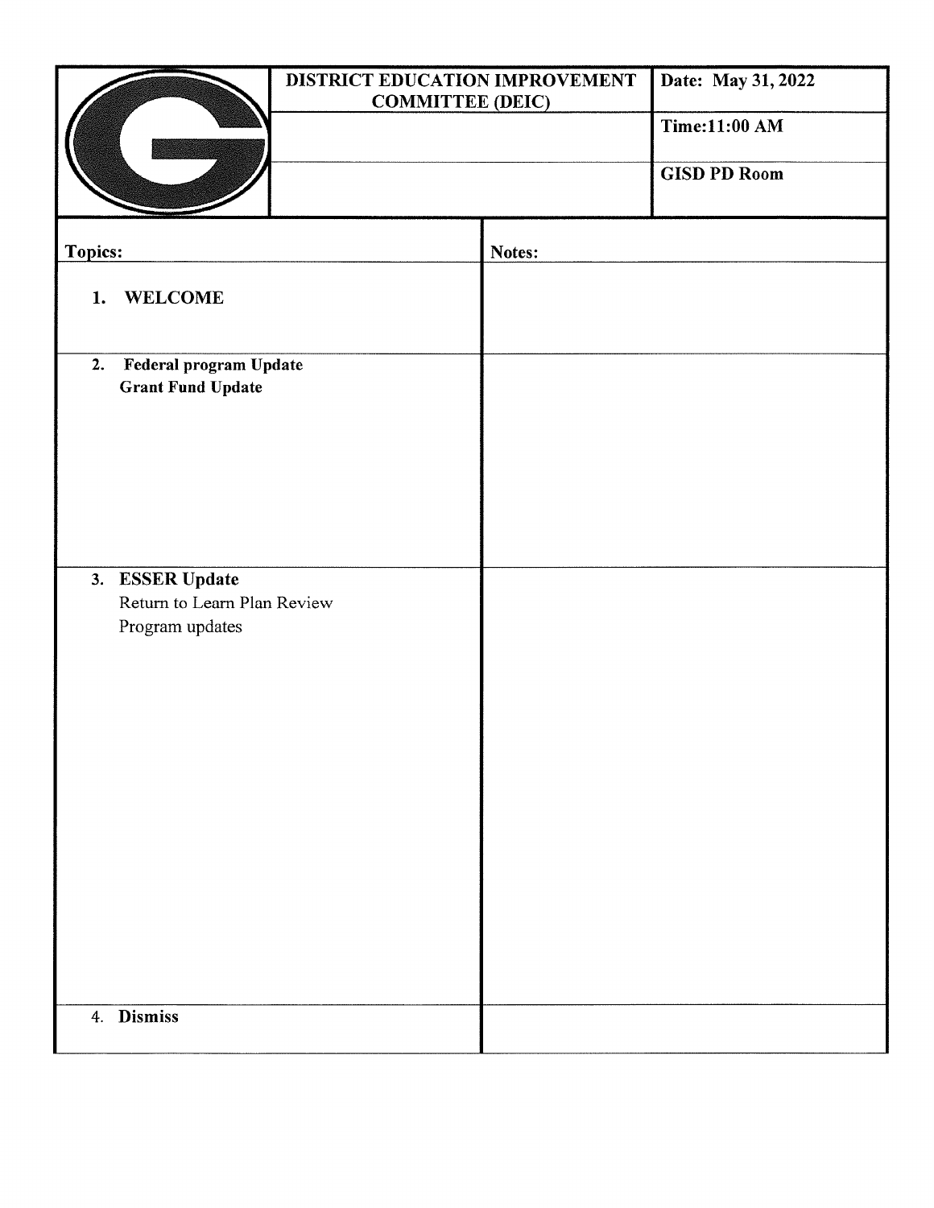| | DISTRICT EDUCATION IMPROVEMENT COMMITTEE (DEIC) | Date: May 31, 2022 |
|---|---|---|
| | | Time:11:00 AM |
| | | GISD PD Room |

| Topics: | Notes: |
|---|---|
| 1. **WELCOME** | |
| 2. **Federal program Update** **Grant Fund Update** | |
| 3. **ESSER Update** Return to Learn Plan Review Program updates | |
| 4. **Dismiss** | |